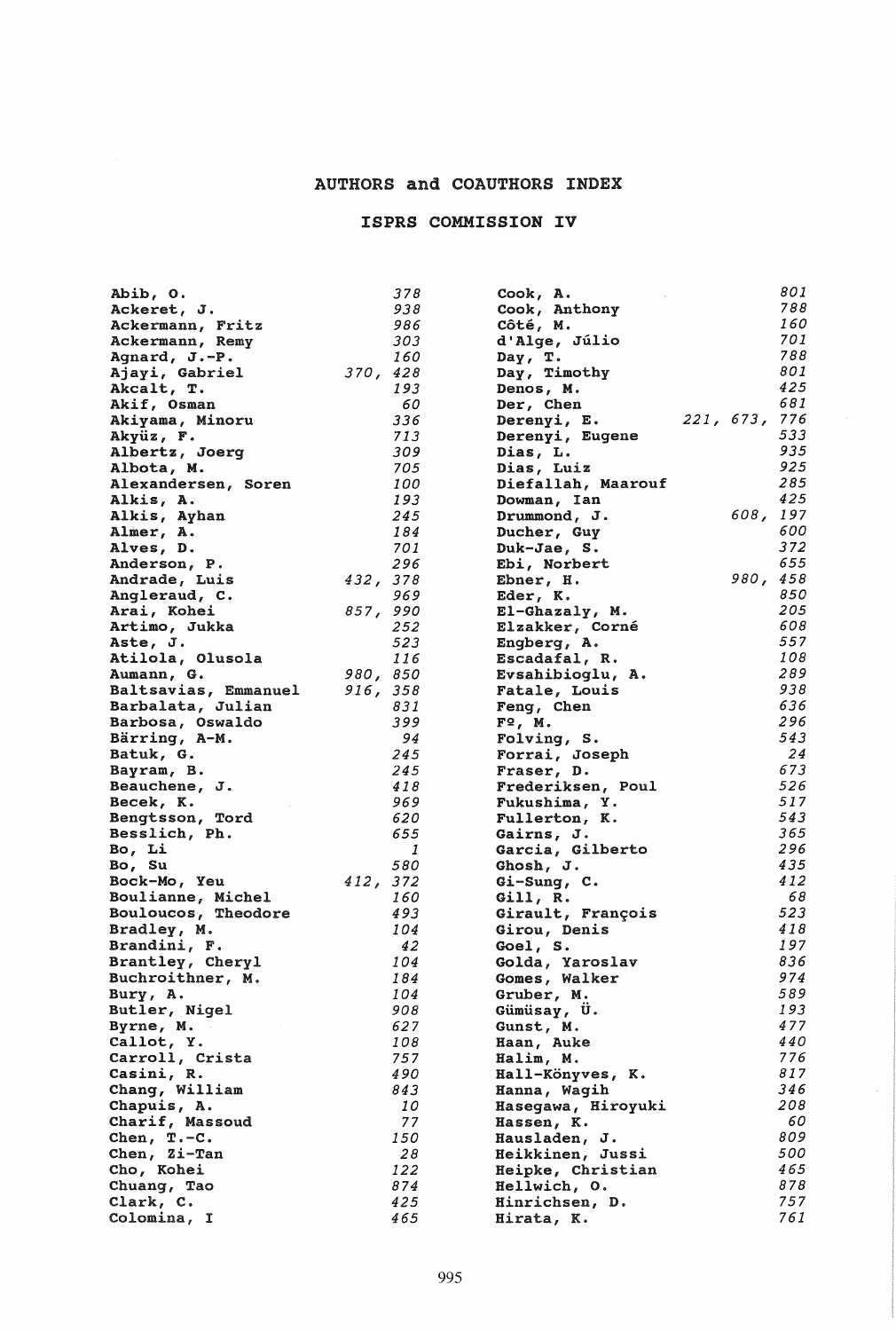# AUTHORS and COAUTHORS INDEX

## ISPRS COMMISSION IV

| Name | Pages |
|---|---|
| Abib, O. | 378 |
| Ackeret, J. | 938 |
| Ackermann, Fritz | 986 |
| Ackermann, Remy | 303 |
| Agnard, J.-P. | 160 |
| Ajayi, Gabriel | 370, 428 |
| Akcalt, T. | 193 |
| Akif, Osman | 60 |
| Akiyama, Minoru | 336 |
| Akyüz, F. | 713 |
| Albertz, Joerg | 309 |
| Albota, M. | 705 |
| Alexandersen, Soren | 100 |
| Alkis, A. | 193 |
| Alkis, Ayhan | 245 |
| Almer, A. | 184 |
| Alves, D. | 701 |
| Anderson, P. | 296 |
| Andrade, Luis | 432, 378 |
| Angleraud, C. | 969 |
| Arai, Kohei | 857, 990 |
| Artimo, Jukka | 252 |
| Aste, J. | 523 |
| Atilola, Olusola | 116 |
| Aumann, G. | 980, 850 |
| Baltsavias, Emmanuel | 916, 358 |
| Barbalata, Julian | 831 |
| Barbosa, Oswaldo | 399 |
| Bärring, A-M. | 94 |
| Batuk, G. | 245 |
| Bayram, B. | 245 |
| Beauchene, J. | 418 |
| Becek, K. | 969 |
| Bengtsson, Tord | 620 |
| Besslich, Ph. | 655 |
| Bo, Li | 1 |
| Bo, Su | 580 |
| Bock-Mo, Yeu | 412, 372 |
| Boulianne, Michel | 160 |
| Bouloucos, Theodore | 493 |
| Bradley, M. | 104 |
| Brandini, F. | 42 |
| Brantley, Cheryl | 104 |
| Buchroithner, M. | 184 |
| Bury, A. | 104 |
| Butler, Nigel | 908 |
| Byrne, M. | 627 |
| Callot, Y. | 108 |
| Carroll, Crista | 757 |
| Casini, R. | 490 |
| Chang, William | 843 |
| Chapuis, A. | 10 |
| Charif, Massoud | 77 |
| Chen, T.-C. | 150 |
| Chen, Zi-Tan | 28 |
| Cho, Kohei | 122 |
| Chuang, Tao | 874 |
| Clark, C. | 425 |
| Colomina, I | 465 |
| Cook, A. | 801 |
| Cook, Anthony | 788 |
| Côté, M. | 160 |
| d'Alge, Júlio | 701 |
| Day, T. | 788 |
| Day, Timothy | 801 |
| Denos, M. | 425 |
| Der, Chen | 681 |
| Derenyi, E. | 221, 673, 776 |
| Derenyi, Eugene | 533 |
| Dias, L. | 935 |
| Dias, Luiz | 925 |
| Diefallah, Maarouf | 285 |
| Dowman, Ian | 425 |
| Drummond, J. | 608, 197 |
| Ducher, Guy | 600 |
| Duk-Jae, S. | 372 |
| Ebi, Norbert | 655 |
| Ebner, H. | 980, 458 |
| Eder, K. | 850 |
| El-Ghazaly, M. | 205 |
| Elzakker, Corné | 608 |
| Engberg, A. | 557 |
| Escadafal, R. | 108 |
| Evsahibioglu, A. | 289 |
| Fatale, Louis | 938 |
| Feng, Chen | 636 |
| Fº, M. | 296 |
| Folving, S. | 543 |
| Forrai, Joseph | 24 |
| Fraser, D. | 673 |
| Frederiksen, Poul | 526 |
| Fukushima, Y. | 517 |
| Fullerton, K. | 543 |
| Gairns, J. | 365 |
| Garcia, Gilberto | 296 |
| Ghosh, J. | 435 |
| Gi-Sung, C. | 412 |
| Gill, R. | 68 |
| Girault, François | 523 |
| Girou, Denis | 418 |
| Goel, S. | 197 |
| Golda, Yaroslav | 836 |
| Gomes, Walker | 974 |
| Gruber, M. | 589 |
| Gümüsay, Ü. | 193 |
| Gunst, M. | 477 |
| Haan, Auke | 440 |
| Halim, M. | 776 |
| Hall-Könyves, K. | 817 |
| Hanna, Wagih | 346 |
| Hasegawa, Hiroyuki | 208 |
| Hassen, K. | 60 |
| Hausladen, J. | 809 |
| Heikkinen, Jussi | 500 |
| Heipke, Christian | 465 |
| Hellwich, O. | 878 |
| Hinrichsen, D. | 757 |
| Hirata, K. | 761 |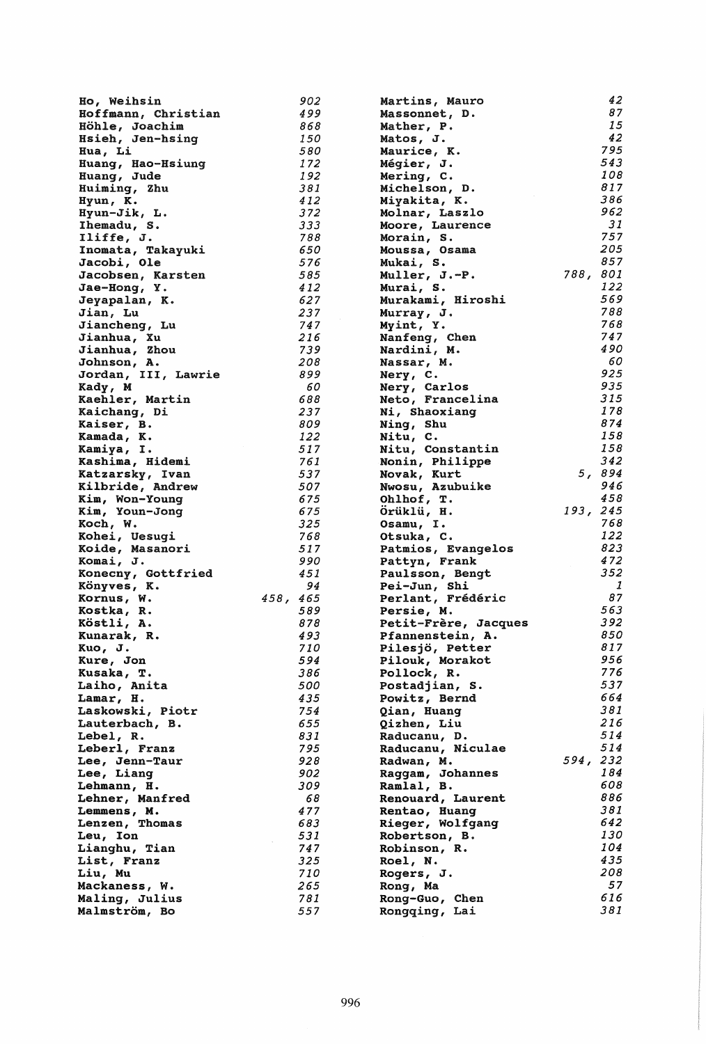Ho, Weihsin 902
Hoffmann, Christian 499
Höhle, Joachim 868
Hsieh, Jen-hsing 150
Hua, Li 580
Huang, Hao-Hsiung 172
Huang, Jude 192
Huiming, Zhu 381
Hyun, K. 412
Hyun-Jik, L. 372
Ihemadu, S. 333
Iliffe, J. 788
Inomata, Takayuki 650
Jacobi, Ole 576
Jacobsen, Karsten 585
Jae-Hong, Y. 412
Jeyapalan, K. 627
Jian, Lu 237
Jiancheng, Lu 747
Jianhua, Xu 216
Jianhua, Zhou 739
Johnson, A. 208
Jordan, III, Lawrie 899
Kady, M 60
Kaehler, Martin 688
Kaichang, Di 237
Kaiser, B. 809
Kamada, K. 122
Kamiya, I. 517
Kashima, Hidemi 761
Katzarsky, Ivan 537
Kilbride, Andrew 507
Kim, Won-Young 675
Kim, Youn-Jong 675
Koch, W. 325
Kohei, Uesugi 768
Koide, Masanori 517
Komai, J. 990
Konecny, Gottfried 451
Könyves, K. 94
Kornus, W. 458, 465
Kostka, R. 589
Köstli, A. 878
Kunarak, R. 493
Kuo, J. 710
Kure, Jon 594
Kusaka, T. 386
Laiho, Anita 500
Lamar, H. 435
Laskowski, Piotr 754
Lauterbach, B. 655
Lebel, R. 831
Leberl, Franz 795
Lee, Jenn-Taur 928
Lee, Liang 902
Lehmann, H. 309
Lehner, Manfred 68
Lemmens, M. 477
Lenzen, Thomas 683
Leu, Ion 531
Lianghu, Tian 747
List, Franz 325
Liu, Mu 710
Mackaness, W. 265
Maling, Julius 781
Malmström, Bo 557
Martins, Mauro 42
Massonnet, D. 87
Mather, P. 15
Matos, J. 42
Maurice, K. 795
Mégier, J. 543
Mering, C. 108
Michelson, D. 817
Miyakita, K. 386
Molnar, Laszlo 962
Moore, Laurence 31
Morain, S. 757
Moussa, Osama 205
Mukai, S. 857
Muller, J.-P. 788, 801
Murai, S. 122
Murakami, Hiroshi 569
Murray, J. 788
Myint, Y. 768
Nanfeng, Chen 747
Nardini, M. 490
Nassar, M. 60
Nery, C. 925
Nery, Carlos 935
Neto, Francelina 315
Ni, Shaoxiang 178
Ning, Shu 874
Nitu, C. 158
Nitu, Constantin 158
Nonin, Philippe 342
Novak, Kurt 5, 894
Nwosu, Azubuike 946
Ohlhof, T. 458
Örüklü, H. 193, 245
Osamu, I. 768
Otsuka, C. 122
Patmios, Evangelos 823
Pattyn, Frank 472
Paulsson, Bengt 352
Pei-Jun, Shi 1
Perlant, Frédéric 87
Persie, M. 563
Petit-Frère, Jacques 392
Pfannenstein, A. 850
Pilesjö, Petter 817
Pilouk, Morakot 956
Pollock, R. 776
Postadjian, S. 537
Powitz, Bernd 664
Qian, Huang 381
Qizhen, Liu 216
Raducanu, D. 514
Raducanu, Niculae 514
Radwan, M. 594, 232
Raggam, Johannes 184
Ramlal, B. 608
Renouard, Laurent 886
Rentao, Huang 381
Rieger, Wolfgang 642
Robertson, B. 130
Robinson, R. 104
Roel, N. 435
Rogers, J. 208
Rong, Ma 57
Rong-Guo, Chen 616
Rongqing, Lai 381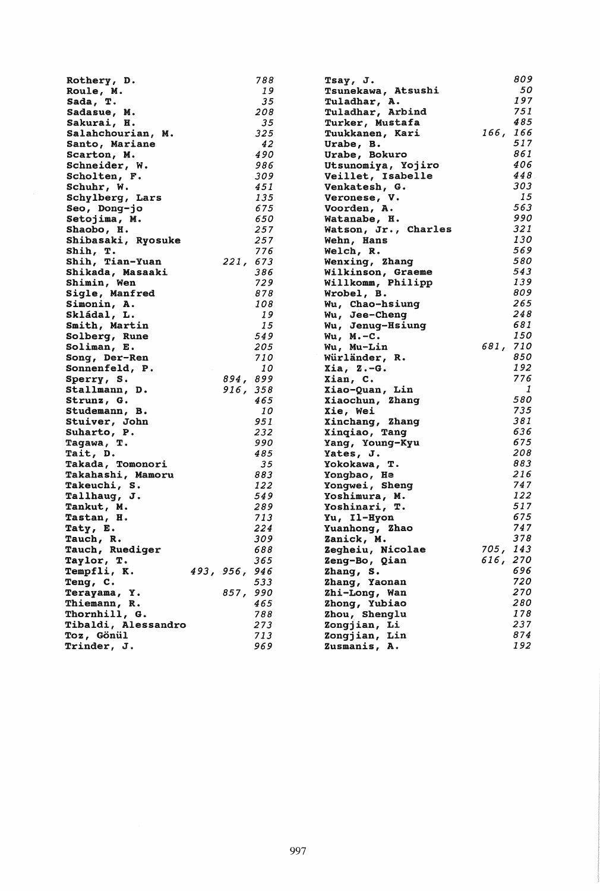Rothery, D. 788
Roule, M. 19
Sada, T. 35
Sadasue, M. 208
Sakurai, H. 35
Salahchourian, M. 325
Santo, Mariane 42
Scarton, M. 490
Schneider, W. 986
Scholten, F. 309
Schuhr, W. 451
Schylberg, Lars 135
Seo, Dong-jo 675
Setojima, M. 650
Shaobo, H. 257
Shibasaki, Ryosuke 257
Shih, T. 776
Shih, Tian-Yuan 221, 673
Shikada, Masaaki 386
Shimin, Wen 729
Sigle, Manfred 878
Simonin, A. 108
Skládal, L. 19
Smith, Martin 15
Solberg, Rune 549
Soliman, E. 205
Song, Der-Ren 710
Sonnenfeld, P. 10
Sperry, S. 894, 899
Stallmann, D. 916, 358
Strunz, G. 465
Studemann, B. 10
Stuiver, John 951
Suharto, P. 232
Tagawa, T. 990
Tait, D. 485
Takada, Tomonori 35
Takahashi, Mamoru 883
Takeuchi, S. 122
Tallhaug, J. 549
Tankut, M. 289
Tastan, H. 713
Taty, E. 224
Tauch, R. 309
Tauch, Ruediger 688
Taylor, T. 365
Tempfli, K. 493, 956, 946
Teng, C. 533
Terayama, Y. 857, 990
Thiemann, R. 465
Thornhill, G. 788
Tibaldi, Alessandro 273
Toz, Gönül 713
Trinder, J. 969
Tsay, J. 809
Tsunekawa, Atsushi 50
Tuladhar, A. 197
Tuladhar, Arbind 751
Turker, Mustafa 485
Tuukkanen, Kari 166, 166
Urabe, B. 517
Urabe, Bokuro 861
Utsunomiya, Yojiro 406
Veillet, Isabelle 448
Venkatesh, G. 303
Veronese, V. 15
Voorden, A. 563
Watanabe, H. 990
Watson, Jr., Charles 321
Wehn, Hans 130
Welch, R. 569
Wenxing, Zhang 580
Wilkinson, Graeme 543
Willkomm, Philipp 139
Wrobel, B. 809
Wu, Chao-hsiung 265
Wu, Jee-Cheng 248
Wu, Jenug-Hsiung 681
Wu, M.-C. 150
Wu, Mu-Lin 681, 710
Würländer, R. 850
Xia, Z.-G. 192
Xian, C. 776
Xiao-Quan, Lin 1
Xiaochun, Zhang 580
Xie, Wei 735
Xinchang, Zhang 381
Xinqiao, Tang 636
Yang, Young-Kyu 675
Yates, J. 208
Yokokawa, T. 883
Yongbao, He 216
Yongwei, Sheng 747
Yoshimura, M. 122
Yoshinari, T. 517
Yu, Il-Hyon 675
Yuanhong, Zhao 747
Zanick, M. 378
Zegheiu, Nicolae 705, 143
Zeng-Bo, Qian 616, 270
Zhang, S. 696
Zhang, Yaonan 720
Zhi-Long, Wan 270
Zhong, Yubiao 280
Zhou, Shenglu 178
Zongjian, Li 237
Zongjian, Lin 874
Zusmanis, A. 192